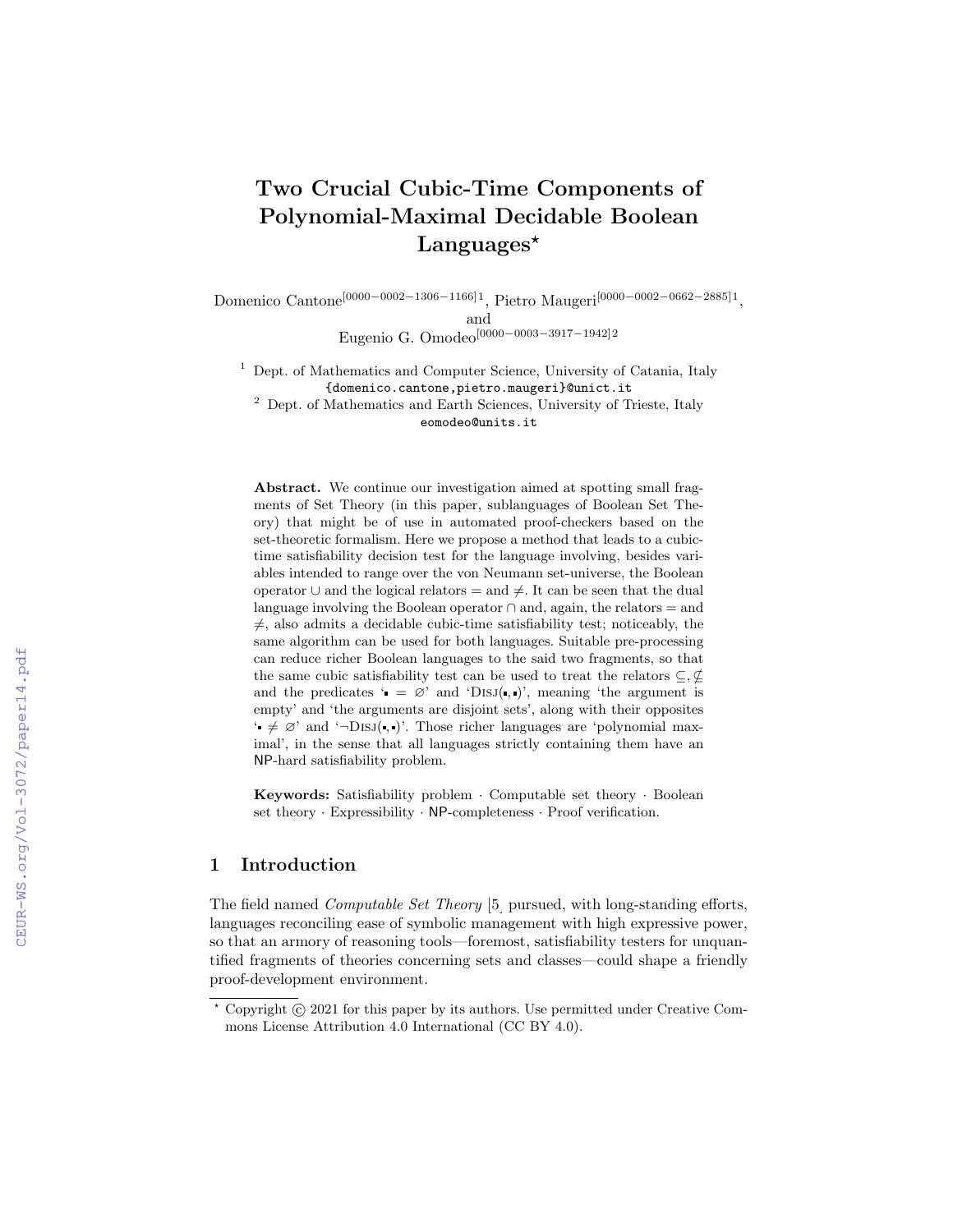# Two Crucial Cubic-Time Components of Polynomial-Maximal Decidable Boolean Languages*

Domenico Cantone[0000-0002-1306-1166]1, Pietro Maugeri[0000-0002-0662-2885]1, and Eugenio G. Omodeo[0000-0003-3917-1942]2

[1] Dept. of Mathematics and Computer Science, University of Catania, Italy
{domenico.cantone,pietro.maugeri}@unict.it

[2] Dept. of Mathematics and Earth Sciences, University of Trieste, Italy
eomodeo@units.it

**Abstract.** We continue our investigation aimed at spotting small fragments of Set Theory (in this paper, sublanguages of Boolean Set Theory) that might be of use in automated proof-checkers based on the set-theoretic formalism. Here we propose a method that leads to a cubic-time satisfiability decision test for the language involving, besides variables intended to range over the von Neumann set-universe, the Boolean operator $\cup$ and the logical relators $=$ and $\neq$. It can be seen that the dual language involving the Boolean operator $\cap$ and, again, the relators $=$ and $\neq$, also admits a decidable cubic-time satisfiability test; noticeably, the same algorithm can be used for both languages. Suitable pre-processing can reduce richer Boolean languages to the said two fragments, so that the same cubic satisfiability test can be used to treat the relators $\subseteq, \not\subseteq$ and the predicates '$\bullet = \varnothing$' and 'Disj($\bullet,\bullet$)', meaning 'the argument is empty' and 'the arguments are disjoint sets', along with their opposites '$\bullet \neq \varnothing$' and '$\neg$Disj($\bullet,\bullet$)'. Those richer languages are 'polynomial maximal', in the sense that all languages strictly containing them have an NP-hard satisfiability problem.

**Keywords:** Satisfiability problem · Computable set theory · Boolean set theory · Expressibility · NP-completeness · Proof verification.

## 1 Introduction

The field named *Computable Set Theory* [5] pursued, with long-standing efforts, languages reconciling ease of symbolic management with high expressive power, so that an armory of reasoning tools—foremost, satisfiability testers for unquantified fragments of theories concerning sets and classes—could shape a friendly proof-development environment.

* Copyright © 2021 for this paper by its authors. Use permitted under Creative Commons License Attribution 4.0 International (CC BY 4.0).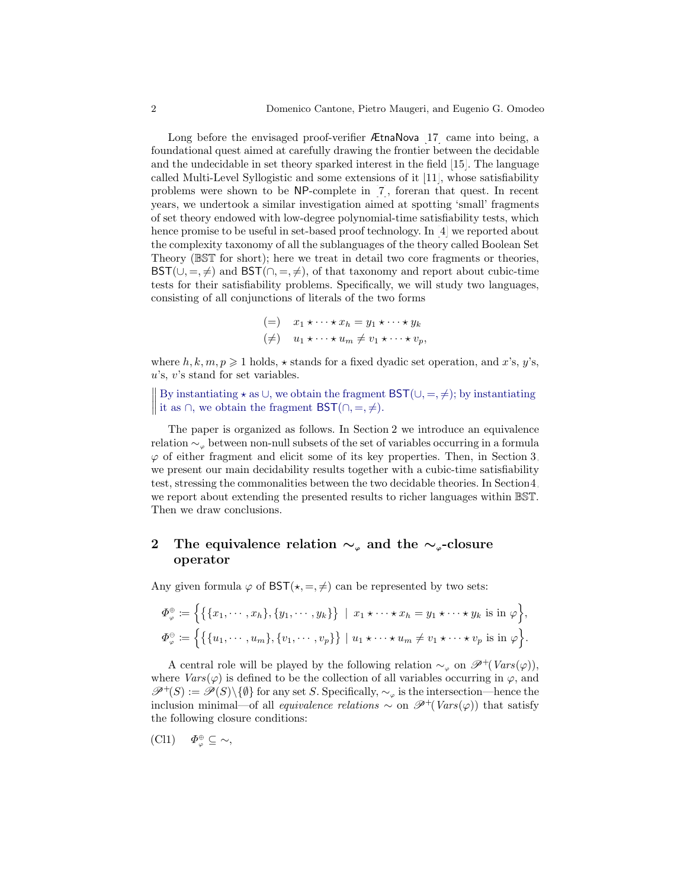Long before the envisaged proof-verifier ÆtnaNova [17] came into being, a foundational quest aimed at carefully drawing the frontier between the decidable and the undecidable in set theory sparked interest in the field [15]. The language called Multi-Level Syllogistic and some extensions of it [11], whose satisfiability problems were shown to be NP-complete in [7], foreran that quest. In recent years, we undertook a similar investigation aimed at spotting 'small' fragments of set theory endowed with low-degree polynomial-time satisfiability tests, which hence promise to be useful in set-based proof technology. In [4] we reported about the complexity taxonomy of all the sublanguages of the theory called Boolean Set Theory ($\mathbb{BST}$ for short); here we treat in detail two core fragments or theories, $\mathsf{BST}(\cup, =, \neq)$ and $\mathsf{BST}(\cap, =, \neq)$, of that taxonomy and report about cubic-time tests for their satisfiability problems. Specifically, we will study two languages, consisting of all conjunctions of literals of the two forms

$$
\begin{array}{ll}
(=) & x_1 \star \cdots \star x_h = y_1 \star \cdots \star y_k \\
(\neq) & u_1 \star \cdots \star u_m \neq v_1 \star \cdots \star v_p,
\end{array}
$$

where $h, k, m, p \geqslant 1$ holds, $\star$ stands for a fixed dyadic set operation, and $x$'s, $y$'s, $u$'s, $v$'s stand for set variables.

> By instantiating $\star$ as $\cup$, we obtain the fragment $\mathsf{BST}(\cup, =, \neq)$; by instantiating it as $\cap$, we obtain the fragment $\mathsf{BST}(\cap, =, \neq)$.

The paper is organized as follows. In Section 2 we introduce an equivalence relation $\sim_\varphi$ between non-null subsets of the set of variables occurring in a formula $\varphi$ of either fragment and elicit some of its key properties. Then, in Section 3, we present our main decidability results together with a cubic-time satisfiability test, stressing the commonalities between the two decidable theories. In Section 4, we report about extending the presented results to richer languages within $\mathbb{BST}$. Then we draw conclusions.

## 2 The equivalence relation $\sim_\varphi$ and the $\sim_\varphi$-closure operator

Any given formula $\varphi$ of $\mathsf{BST}(\star, =, \neq)$ can be represented by two sets:

$$
\Phi^{\oplus}_{\varphi} \coloneqq \Big\{ \big\{ \{x_1, \cdots, x_h\}, \{y_1, \cdots, y_k\} \big\} \;\mid\; x_1 \star \cdots \star x_h = y_1 \star \cdots \star y_k \text{ is in } \varphi \Big\},
$$

$$
\Phi^{\ominus}_{\varphi} \coloneqq \Big\{ \big\{ \{u_1, \cdots, u_m\}, \{v_1, \cdots, v_p\} \big\} \mid u_1 \star \cdots \star u_m \neq v_1 \star \cdots \star v_p \text{ is in } \varphi \Big\}.
$$

A central role will be played by the following relation $\sim_\varphi$ on $\mathscr{P}^+(\mathit{Vars}(\varphi))$, where $\mathit{Vars}(\varphi)$ is defined to be the collection of all variables occurring in $\varphi$, and $\mathscr{P}^+(S) := \mathscr{P}(S) \setminus \{\emptyset\}$ for any set $S$. Specifically, $\sim_\varphi$ is the intersection—hence the inclusion minimal—of all *equivalence relations* $\sim$ on $\mathscr{P}^+(\mathit{Vars}(\varphi))$ that satisfy the following closure conditions:

(Cl1) $\quad \Phi^{\oplus}_{\varphi} \subseteq \sim$,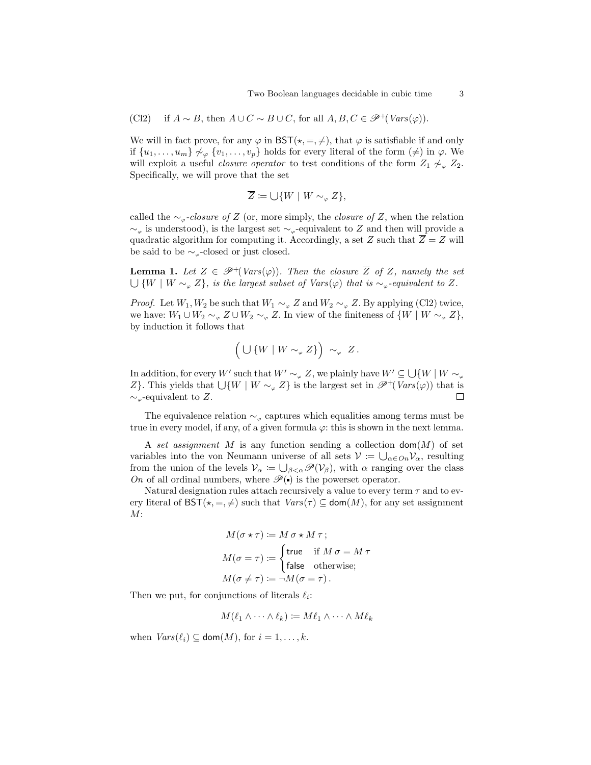(Cl2) if $A \sim B$, then $A \cup C \sim B \cup C$, for all $A, B, C \in \mathscr{P}^+(\mathit{Vars}(\varphi))$.

We will in fact prove, for any $\varphi$ in $\mathsf{BST}(\star, =, \neq)$, that $\varphi$ is satisfiable if and only if $\{u_1, \ldots, u_m\} \not\sim_\varphi \{v_1, \ldots, v_p\}$ holds for every literal of the form $(\neq)$ in $\varphi$. We will exploit a useful *closure operator* to test conditions of the form $Z_1 \not\sim_\varphi Z_2$. Specifically, we will prove that the set

$$\overline{Z} \coloneqq \bigcup\{W \mid W \sim_\varphi Z\},$$

called the $\sim_\varphi$-*closure of* $Z$ (or, more simply, the *closure of* $Z$, when the relation $\sim_\varphi$ is understood), is the largest set $\sim_\varphi$-equivalent to $Z$ and then will provide a quadratic algorithm for computing it. Accordingly, a set $Z$ such that $\overline{Z} = Z$ will be said to be $\sim_\varphi$-closed or just closed.

**Lemma 1.** *Let $Z \in \mathscr{P}^+(\mathit{Vars}(\varphi))$. Then the closure $\overline{Z}$ of $Z$, namely the set $\bigcup \{W \mid W \sim_\varphi Z\}$, is the largest subset of $\mathit{Vars}(\varphi)$ that is $\sim_\varphi$-equivalent to $Z$.*

*Proof.* Let $W_1, W_2$ be such that $W_1 \sim_\varphi Z$ and $W_2 \sim_\varphi Z$. By applying (Cl2) twice, we have: $W_1 \cup W_2 \sim_\varphi Z \cup W_2 \sim_\varphi Z$. In view of the finiteness of $\{W \mid W \sim_\varphi Z\}$, by induction it follows that

$$\Big(\bigcup \{W \mid W \sim_\varphi Z\}\Big) \;\sim_\varphi\; Z\,.$$

In addition, for every $W'$ such that $W' \sim_\varphi Z$, we plainly have $W' \subseteq \bigcup\{W \mid W \sim_\varphi Z\}$. This yields that $\bigcup\{W \mid W \sim_\varphi Z\}$ is the largest set in $\mathscr{P}^+(\mathit{Vars}(\varphi))$ that is $\sim_\varphi$-equivalent to $Z$. □

The equivalence relation $\sim_\varphi$ captures which equalities among terms must be true in every model, if any, of a given formula $\varphi$: this is shown in the next lemma.

A *set assignment* $M$ is any function sending a collection $\mathsf{dom}(M)$ of set variables into the von Neumann universe of all sets $\mathcal{V} \coloneqq \bigcup_{\alpha \in On} \mathcal{V}_\alpha$, resulting from the union of the levels $\mathcal{V}_\alpha \coloneqq \bigcup_{\beta < \alpha} \mathscr{P}(\mathcal{V}_\beta)$, with $\alpha$ ranging over the class $On$ of all ordinal numbers, where $\mathscr{P}(\bullet)$ is the powerset operator.

Natural designation rules attach recursively a value to every term $\tau$ and to every literal of $\mathsf{BST}(\star, =, \neq)$ such that $\mathit{Vars}(\tau) \subseteq \mathsf{dom}(M)$, for any set assignment $M$:

$$M(\sigma \star \tau) \coloneqq M\,\sigma \star M\,\tau\,;$$

$$M(\sigma = \tau) \coloneqq \begin{cases} \mathsf{true} & \text{if } M\,\sigma = M\,\tau \\ \mathsf{false} & \text{otherwise;} \end{cases}$$

$$M(\sigma \neq \tau) \coloneqq \neg M(\sigma = \tau)\,.$$

Then we put, for conjunctions of literals $\ell_i$:

$$M(\ell_1 \wedge \cdots \wedge \ell_k) \coloneqq M\ell_1 \wedge \cdots \wedge M\ell_k$$

when $\mathit{Vars}(\ell_i) \subseteq \mathsf{dom}(M)$, for $i = 1, \ldots, k$.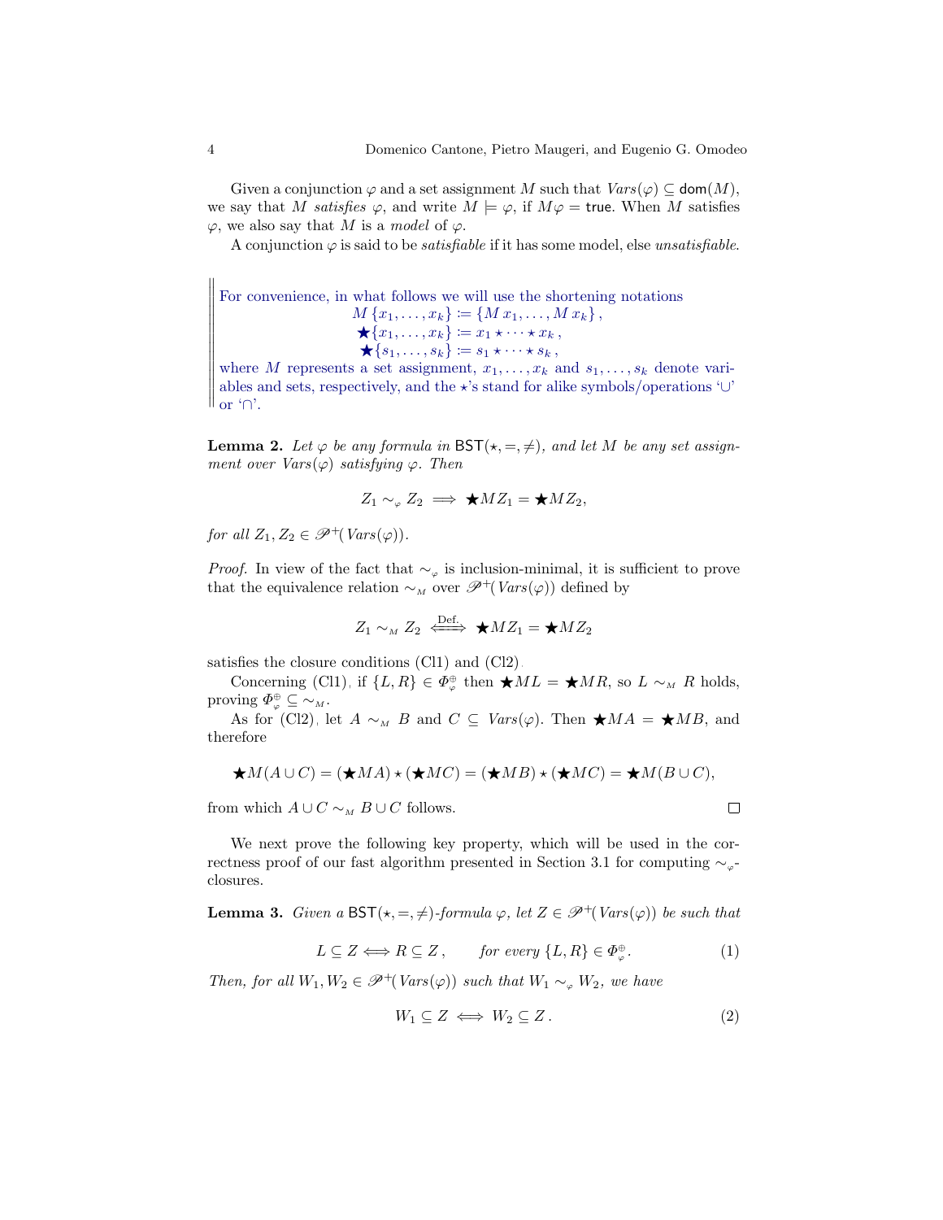Given a conjunction $\varphi$ and a set assignment $M$ such that $\mathit{Vars}(\varphi) \subseteq \mathsf{dom}(M)$, we say that $M$ *satisfies* $\varphi$, and write $M \models \varphi$, if $M\varphi = \mathsf{true}$. When $M$ satisfies $\varphi$, we also say that $M$ is a *model* of $\varphi$.

A conjunction $\varphi$ is said to be *satisfiable* if it has some model, else *unsatisfiable*.

> For convenience, in what follows we will use the shortening notations
> $$M\{x_1,\dots,x_k\} \coloneqq \{M\,x_1,\dots,M\,x_k\}\,,$$
> $$\bigstar\{x_1,\dots,x_k\} \coloneqq x_1 \star \cdots \star x_k\,,$$
> $$\bigstar\{s_1,\dots,s_k\} \coloneqq s_1 \star \cdots \star s_k\,,$$
> where $M$ represents a set assignment, $x_1,\dots,x_k$ and $s_1,\dots,s_k$ denote variables and sets, respectively, and the $\star$'s stand for alike symbols/operations '$\cup$' or '$\cap$'.

**Lemma 2.** *Let $\varphi$ be any formula in $\mathsf{BST}(\star,=,\neq)$, and let $M$ be any set assignment over $\mathit{Vars}(\varphi)$ satisfying $\varphi$. Then*

$$Z_1 \sim_{\varphi} Z_2 \implies \bigstar M Z_1 = \bigstar M Z_2,$$

*for all $Z_1, Z_2 \in \mathscr{P}^+(\mathit{Vars}(\varphi))$.*

*Proof.* In view of the fact that $\sim_{\varphi}$ is inclusion-minimal, it is sufficient to prove that the equivalence relation $\sim_M$ over $\mathscr{P}^+(\mathit{Vars}(\varphi))$ defined by

$$Z_1 \sim_M Z_2 \overset{\text{Def.}}{\iff} \bigstar M Z_1 = \bigstar M Z_2$$

satisfies the closure conditions (Cl1) and (Cl2).

Concerning (Cl1), if $\{L,R\} \in \Phi^{\oplus}_{\varphi}$ then $\bigstar ML = \bigstar MR$, so $L \sim_M R$ holds, proving $\Phi^{\oplus}_{\varphi} \subseteq \sim_M$.

As for (Cl2), let $A \sim_M B$ and $C \subseteq \mathit{Vars}(\varphi)$. Then $\bigstar MA = \bigstar MB$, and therefore

$$\bigstar M(A \cup C) = (\bigstar MA) \star (\bigstar MC) = (\bigstar MB) \star (\bigstar MC) = \bigstar M(B \cup C),$$

from which $A \cup C \sim_M B \cup C$ follows. $\square$

We next prove the following key property, which will be used in the correctness proof of our fast algorithm presented in Section 3.1 for computing $\sim_{\varphi}$-closures.

**Lemma 3.** *Given a $\mathsf{BST}(\star,=,\neq)$-formula $\varphi$, let $Z \in \mathscr{P}^+(\mathit{Vars}(\varphi))$ be such that*

$$L \subseteq Z \iff R \subseteq Z\,, \qquad \text{for every } \{L,R\} \in \Phi^{\oplus}_{\varphi}. \tag{1}$$

*Then, for all $W_1, W_2 \in \mathscr{P}^+(\mathit{Vars}(\varphi))$ such that $W_1 \sim_{\varphi} W_2$, we have*

$$W_1 \subseteq Z \iff W_2 \subseteq Z\,. \tag{2}$$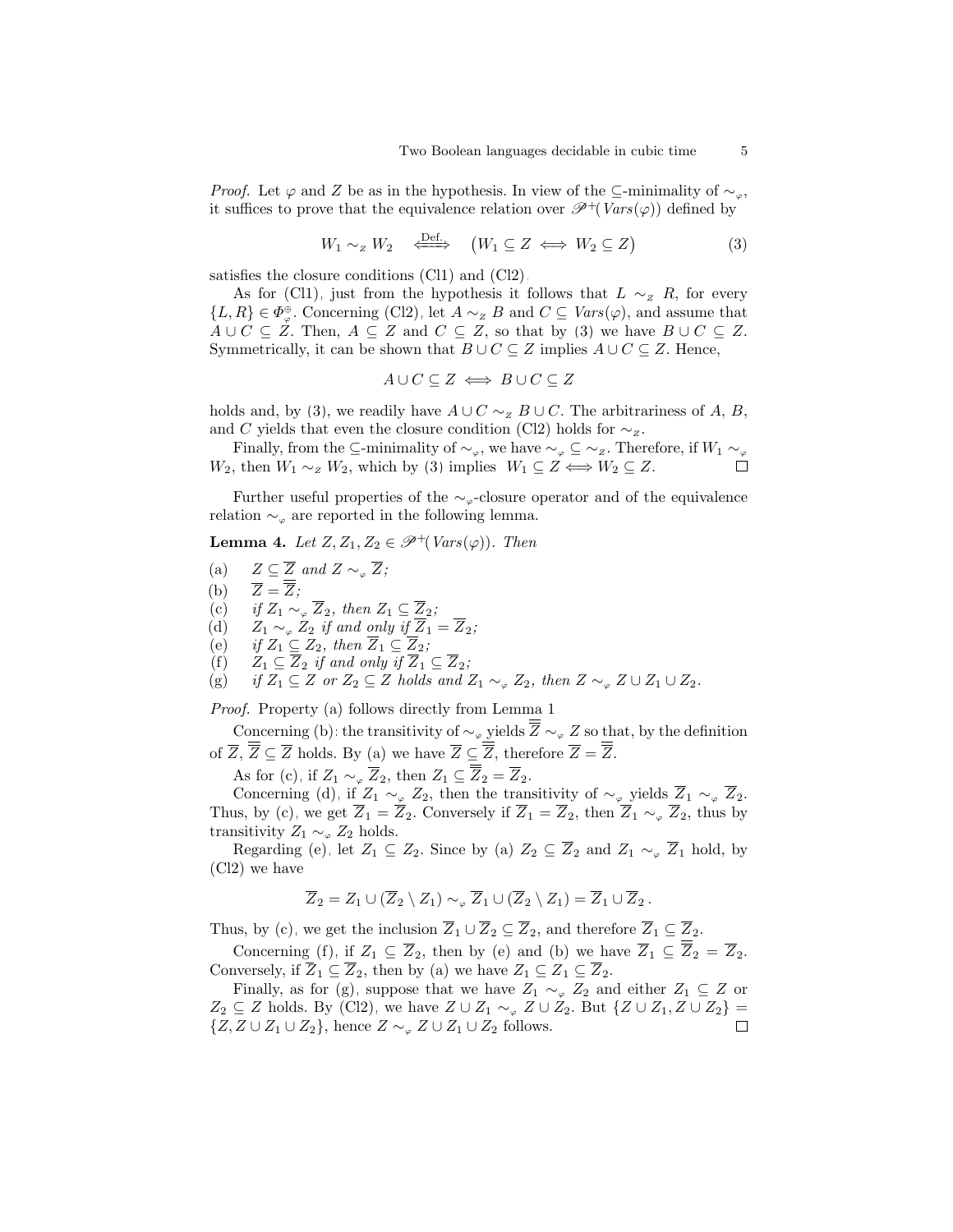*Proof.* Let $\varphi$ and $Z$ be as in the hypothesis. In view of the $\subseteq$-minimality of $\sim_{\varphi}$, it suffices to prove that the equivalence relation over $\mathscr{P}^{+}(\mathit{Vars}(\varphi))$ defined by

$$W_1 \sim_Z W_2 \quad \stackrel{\text{Def.}}{\Longleftrightarrow} \quad \big(W_1 \subseteq Z \iff W_2 \subseteq Z\big) \tag{3}$$

satisfies the closure conditions (Cl1) and (Cl2).

As for (Cl1), just from the hypothesis it follows that $L \sim_Z R$, for every $\{L, R\} \in \Phi^{\oplus}_{\varphi}$. Concerning (Cl2), let $A \sim_Z B$ and $C \subseteq \mathit{Vars}(\varphi)$, and assume that $A \cup C \subseteq Z$. Then, $A \subseteq Z$ and $C \subseteq Z$, so that by (3) we have $B \cup C \subseteq Z$. Symmetrically, it can be shown that $B \cup C \subseteq Z$ implies $A \cup C \subseteq Z$. Hence,

$$A \cup C \subseteq Z \iff B \cup C \subseteq Z$$

holds and, by (3), we readily have $A \cup C \sim_Z B \cup C$. The arbitrariness of $A$, $B$, and $C$ yields that even the closure condition (Cl2) holds for $\sim_Z$.

Finally, from the $\subseteq$-minimality of $\sim_{\varphi}$, we have $\sim_{\varphi} \subseteq \sim_Z$. Therefore, if $W_1 \sim_{\varphi} W_2$, then $W_1 \sim_Z W_2$, which by (3) implies $W_1 \subseteq Z \iff W_2 \subseteq Z$. $\square$

Further useful properties of the $\sim_{\varphi}$-closure operator and of the equivalence relation $\sim_{\varphi}$ are reported in the following lemma.

**Lemma 4.** *Let $Z, Z_1, Z_2 \in \mathscr{P}^{+}(\mathit{Vars}(\varphi))$. Then*

- (a) $Z \subseteq \overline{Z}$ *and* $Z \sim_{\varphi} \overline{Z}$;
- (b) $\overline{Z} = \overline{\overline{Z}}$;
- (c) *if* $Z_1 \sim_{\varphi} \overline{Z}_2$, *then* $Z_1 \subseteq \overline{Z}_2$;
- (d) $Z_1 \sim_{\varphi} Z_2$ *if and only if* $\overline{Z}_1 = \overline{Z}_2$;
- (e) *if* $Z_1 \subseteq Z_2$, *then* $\overline{Z}_1 \subseteq \overline{Z}_2$;
- (f) $Z_1 \subseteq \overline{Z}_2$ *if and only if* $\overline{Z}_1 \subseteq \overline{Z}_2$;
- (g) *if* $Z_1 \subseteq Z$ *or* $Z_2 \subseteq Z$ *holds and* $Z_1 \sim_{\varphi} Z_2$, *then* $Z \sim_{\varphi} Z \cup Z_1 \cup Z_2$.

*Proof.* Property (a) follows directly from Lemma 1.

Concerning (b): the transitivity of $\sim_{\varphi}$ yields $\overline{\overline{Z}} \sim_{\varphi} Z$ so that, by the definition of $\overline{Z}$, $\overline{\overline{Z}} \subseteq \overline{Z}$ holds. By (a) we have $\overline{Z} \subseteq \overline{\overline{Z}}$, therefore $\overline{Z} = \overline{\overline{Z}}$.

As for (c), if $Z_1 \sim_{\varphi} \overline{Z}_2$, then $Z_1 \subseteq \overline{\overline{Z}}_2 = \overline{Z}_2$.

Concerning (d), if $Z_1 \sim_{\varphi} Z_2$, then the transitivity of $\sim_{\varphi}$ yields $\overline{Z}_1 \sim_{\varphi} \overline{Z}_2$. Thus, by (c), we get $\overline{Z}_1 = \overline{Z}_2$. Conversely if $\overline{Z}_1 = \overline{Z}_2$, then $\overline{Z}_1 \sim_{\varphi} \overline{Z}_2$, thus by transitivity $Z_1 \sim_{\varphi} Z_2$ holds.

Regarding (e), let $Z_1 \subseteq Z_2$. Since by (a) $Z_2 \subseteq \overline{Z}_2$ and $Z_1 \sim_{\varphi} \overline{Z}_1$ hold, by (Cl2) we have

$$\overline{Z}_2 = Z_1 \cup (\overline{Z}_2 \setminus Z_1) \sim_{\varphi} \overline{Z}_1 \cup (\overline{Z}_2 \setminus Z_1) = \overline{Z}_1 \cup \overline{Z}_2 \,.$$

Thus, by (c), we get the inclusion $\overline{Z}_1 \cup \overline{Z}_2 \subseteq \overline{Z}_2$, and therefore $\overline{Z}_1 \subseteq \overline{Z}_2$.

Concerning (f), if $Z_1 \subseteq \overline{Z}_2$, then by (e) and (b) we have $\overline{Z}_1 \subseteq \overline{\overline{Z}}_2 = \overline{Z}_2$. Conversely, if $\overline{Z}_1 \subseteq \overline{Z}_2$, then by (a) we have $Z_1 \subseteq Z_1 \subseteq \overline{Z}_2$.

Finally, as for (g), suppose that we have $Z_1 \sim_{\varphi} Z_2$ and either $Z_1 \subseteq Z$ or $Z_2 \subseteq Z$ holds. By (Cl2), we have $Z \cup Z_1 \sim_{\varphi} Z \cup Z_2$. But $\{Z \cup Z_1, Z \cup Z_2\} = \{Z, Z \cup Z_1 \cup Z_2\}$, hence $Z \sim_{\varphi} Z \cup Z_1 \cup Z_2$ follows. $\square$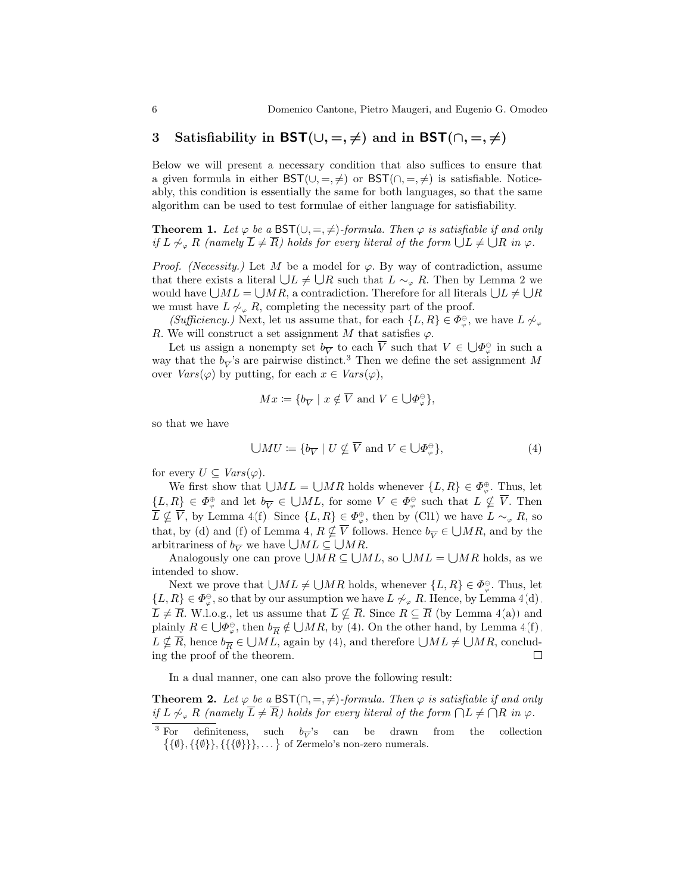## 3 Satisfiability in $\mathsf{BST}(\cup, =, \neq)$ and in $\mathsf{BST}(\cap, =, \neq)$

Below we will present a necessary condition that also suffices to ensure that a given formula in either $\mathsf{BST}(\cup, =, \neq)$ or $\mathsf{BST}(\cap, =, \neq)$ is satisfiable. Noticeably, this condition is essentially the same for both languages, so that the same algorithm can be used to test formulae of either language for satisfiability.

**Theorem 1.** *Let $\varphi$ be a $\mathsf{BST}(\cup, =, \neq)$-formula. Then $\varphi$ is satisfiable if and only if $L \not\sim_{\varphi} R$ (namely $\overline{L} \neq \overline{R}$) holds for every literal of the form $\bigcup L \neq \bigcup R$ in $\varphi$.*

*Proof. (Necessity.)* Let $M$ be a model for $\varphi$. By way of contradiction, assume that there exists a literal $\bigcup L \neq \bigcup R$ such that $L \sim_{\varphi} R$. Then by Lemma 2 we would have $\bigcup ML = \bigcup MR$, a contradiction. Therefore for all literals $\bigcup L \neq \bigcup R$ we must have $L \not\sim_{\varphi} R$, completing the necessity part of the proof.

*(Sufficiency.)* Next, let us assume that, for each $\{L, R\} \in \Phi^{\ominus}_{\varphi}$, we have $L \not\sim_{\varphi} R$. We will construct a set assignment $M$ that satisfies $\varphi$.

Let us assign a nonempty set $b_{\overline{V}}$ to each $\overline{V}$ such that $V \in \bigcup \Phi^{\ominus}_{\varphi}$ in such a way that the $b_{\overline{V}}$'s are pairwise distinct.[3] Then we define the set assignment $M$ over $\mathit{Vars}(\varphi)$ by putting, for each $x \in \mathit{Vars}(\varphi)$,

$$Mx \coloneqq \{b_{\overline{V}} \mid x \notin \overline{V} \text{ and } V \in \textstyle\bigcup \Phi^{\ominus}_{\varphi}\},$$

so that we have

$$\textstyle\bigcup MU \coloneqq \{b_{\overline{V}} \mid U \nsubseteq \overline{V} \text{ and } V \in \bigcup \Phi^{\ominus}_{\varphi}\}, \tag{4}$$

for every $U \subseteq \mathit{Vars}(\varphi)$.

We first show that $\bigcup ML = \bigcup MR$ holds whenever $\{L, R\} \in \Phi^{\oplus}_{\varphi}$. Thus, let $\{L, R\} \in \Phi^{\oplus}_{\varphi}$ and let $b_{\overline{V}} \in \bigcup ML$, for some $V \in \Phi^{\ominus}_{\varphi}$ such that $L \nsubseteq \overline{V}$. Then $\overline{L} \nsubseteq \overline{V}$, by Lemma 4(f). Since $\{L, R\} \in \Phi^{\oplus}_{\varphi}$, then by (Cl1) we have $L \sim_{\varphi} R$, so that, by (d) and (f) of Lemma 4, $R \nsubseteq \overline{V}$ follows. Hence $b_{\overline{V}} \in \bigcup MR$, and by the arbitrariness of $b_{\overline{V}}$ we have $\bigcup ML \subseteq \bigcup MR$.

Analogously one can prove $\bigcup MR \subseteq \bigcup ML$, so $\bigcup ML = \bigcup MR$ holds, as we intended to show.

Next we prove that $\bigcup ML \neq \bigcup MR$ holds, whenever $\{L, R\} \in \Phi^{\ominus}_{\varphi}$. Thus, let $\{L, R\} \in \Phi^{\ominus}_{\varphi}$, so that by our assumption we have $L \not\sim_{\varphi} R$. Hence, by Lemma 4(d), $\overline{L} \neq \overline{R}$. W.l.o.g., let us assume that $\overline{L} \nsubseteq \overline{R}$. Since $R \subseteq \overline{R}$ (by Lemma 4(a)) and plainly $R \in \bigcup \Phi^{\ominus}_{\varphi}$, then $b_{\overline{R}} \notin \bigcup MR$, by (4). On the other hand, by Lemma 4(f), $L \nsubseteq \overline{R}$, hence $b_{\overline{R}} \in \bigcup ML$, again by (4), and therefore $\bigcup ML \neq \bigcup MR$, concluding the proof of the theorem. ◻

In a dual manner, one can also prove the following result:

**Theorem 2.** *Let $\varphi$ be a $\mathsf{BST}(\cap, =, \neq)$-formula. Then $\varphi$ is satisfiable if and only if $L \not\sim_{\varphi} R$ (namely $\overline{L} \neq \overline{R}$) holds for every literal of the form $\bigcap L \neq \bigcap R$ in $\varphi$.*

---

[3] For definiteness, such $b_{\overline{V}}$'s can be drawn from the collection $\{\{\emptyset\}, \{\{\emptyset\}\}, \{\{\{\emptyset\}\}\}, \dots\}$ of Zermelo's non-zero numerals.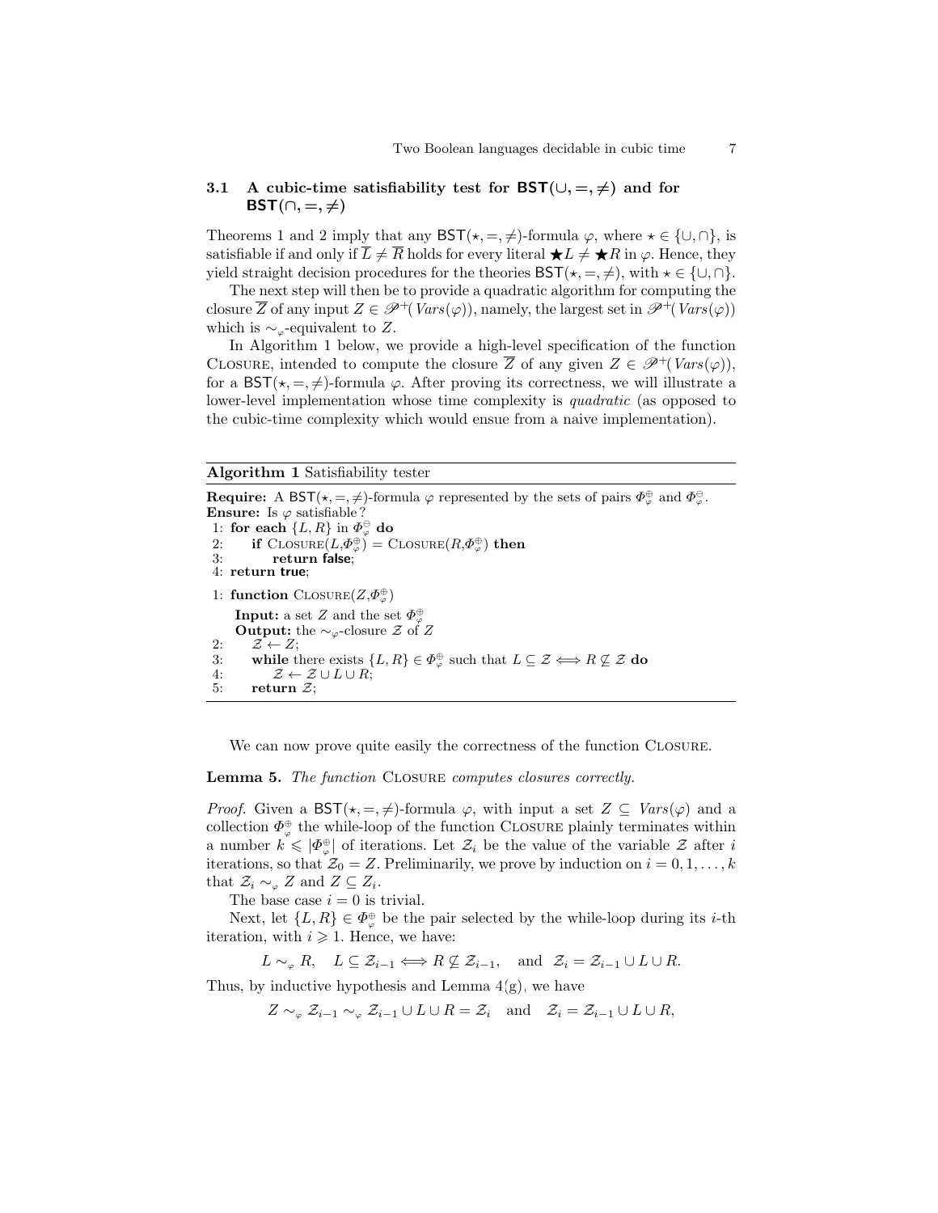### 3.1 A cubic-time satisfiability test for $\mathsf{BST}(\cup, =, \neq)$ and for $\mathsf{BST}(\cap, =, \neq)$

Theorems 1 and 2 imply that any $\mathsf{BST}(\star, =, \neq)$-formula $\varphi$, where $\star \in \{\cup, \cap\}$, is satisfiable if and only if $\overline{L} \neq \overline{R}$ holds for every literal $\bigstar L \neq \bigstar R$ in $\varphi$. Hence, they yield straight decision procedures for the theories $\mathsf{BST}(\star, =, \neq)$, with $\star \in \{\cup, \cap\}$.

The next step will then be to provide a quadratic algorithm for computing the closure $\overline{Z}$ of any input $Z \in \mathscr{P}^{+}(\mathit{Vars}(\varphi))$, namely, the largest set in $\mathscr{P}^{+}(\mathit{Vars}(\varphi))$ which is $\sim_{\varphi}$-equivalent to $Z$.

In Algorithm 1 below, we provide a high-level specification of the function Closure, intended to compute the closure $\overline{Z}$ of any given $Z \in \mathscr{P}^{+}(\mathit{Vars}(\varphi))$, for a $\mathsf{BST}(\star, =, \neq)$-formula $\varphi$. After proving its correctness, we will illustrate a lower-level implementation whose time complexity is *quadratic* (as opposed to the cubic-time complexity which would ensue from a naive implementation).

**Algorithm 1** Satisfiability tester

**Require:** A $\mathsf{BST}(\star, =, \neq)$-formula $\varphi$ represented by the sets of pairs $\Phi_{\varphi}^{\oplus}$ and $\Phi_{\varphi}^{\ominus}$.
**Ensure:** Is $\varphi$ satisfiable?

```
1: for each {L, R} in Φ⊖_φ do
2:     if Closure(L, Φ⊕_φ) = Closure(R, Φ⊕_φ) then
3:         return false;
4: return true;
```

```
1: function Closure(Z, Φ⊕_φ)
   Input: a set Z and the set Φ⊕_φ
   Output: the ∼_φ-closure 𝒵 of Z
2:     𝒵 ← Z;
3:     while there exists {L, R} ∈ Φ⊕_φ such that L ⊆ 𝒵 ⟺ R ⊄ 𝒵 do
4:         𝒵 ← 𝒵 ∪ L ∪ R;
5:     return 𝒵;
```

We can now prove quite easily the correctness of the function Closure.

**Lemma 5.** *The function* Closure *computes closures correctly.*

*Proof.* Given a $\mathsf{BST}(\star, =, \neq)$-formula $\varphi$, with input a set $Z \subseteq \mathit{Vars}(\varphi)$ and a collection $\Phi_{\varphi}^{\oplus}$ the while-loop of the function Closure plainly terminates within a number $k \leqslant |\Phi_{\varphi}^{\oplus}|$ of iterations. Let $\mathcal{Z}_i$ be the value of the variable $\mathcal{Z}$ after $i$ iterations, so that $\mathcal{Z}_0 = Z$. Preliminarily, we prove by induction on $i = 0, 1, \ldots, k$ that $\mathcal{Z}_i \sim_{\varphi} Z$ and $Z \subseteq \mathcal{Z}_i$.

The base case $i = 0$ is trivial.

Next, let $\{L, R\} \in \Phi_{\varphi}^{\oplus}$ be the pair selected by the while-loop during its $i$-th iteration, with $i \geqslant 1$. Hence, we have:

$$L \sim_{\varphi} R, \quad L \subseteq \mathcal{Z}_{i-1} \iff R \not\subseteq \mathcal{Z}_{i-1}, \quad \text{and} \quad \mathcal{Z}_i = \mathcal{Z}_{i-1} \cup L \cup R.$$

Thus, by inductive hypothesis and Lemma 4(g), we have

$$Z \sim_{\varphi} \mathcal{Z}_{i-1} \sim_{\varphi} \mathcal{Z}_{i-1} \cup L \cup R = \mathcal{Z}_i \quad \text{and} \quad \mathcal{Z}_i = \mathcal{Z}_{i-1} \cup L \cup R,$$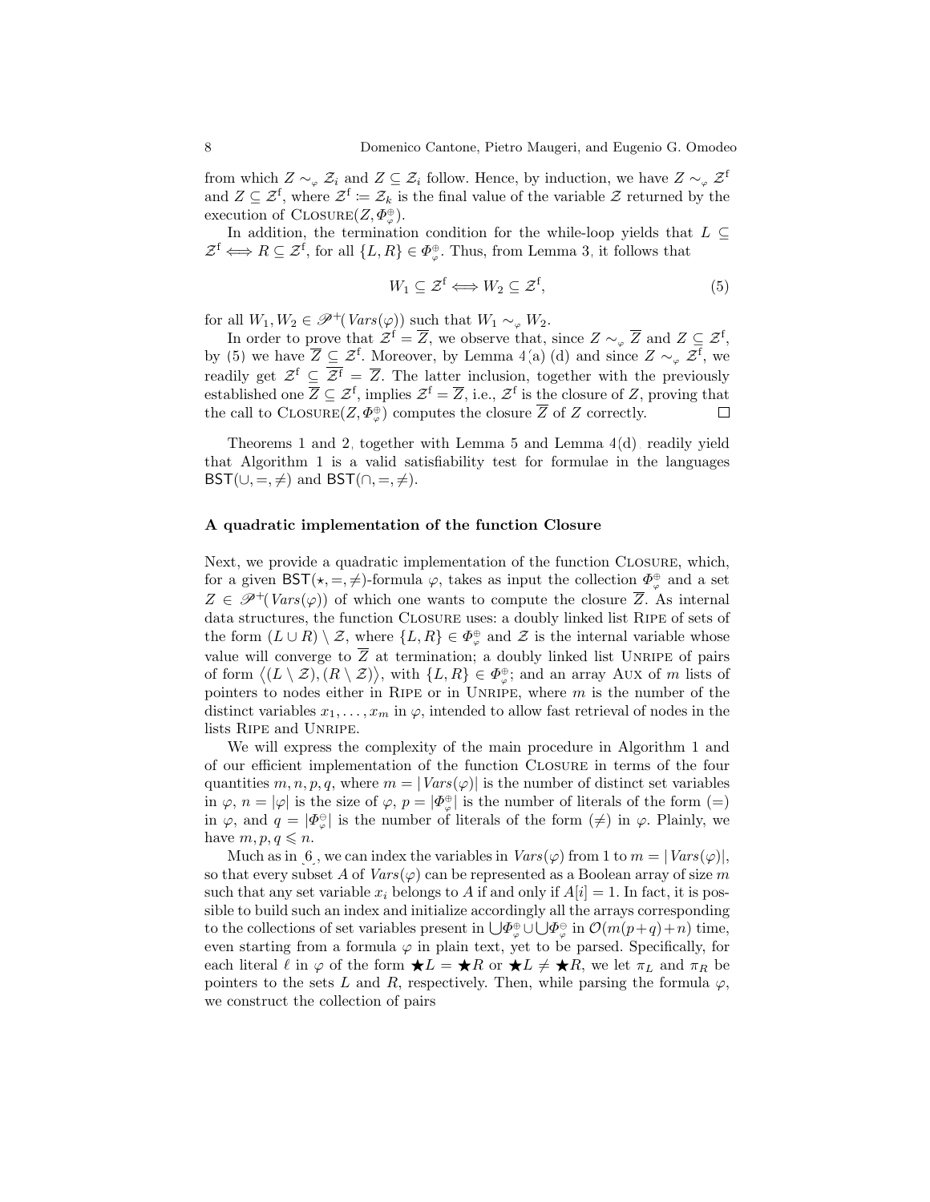from which $Z \sim_{\varphi} \mathcal{Z}_i$ and $Z \subseteq \mathcal{Z}_i$ follow. Hence, by induction, we have $Z \sim_{\varphi} \mathcal{Z}^{\mathrm{f}}$ and $Z \subseteq \mathcal{Z}^{\mathrm{f}}$, where $\mathcal{Z}^{\mathrm{f}} \coloneqq \mathcal{Z}_k$ is the final value of the variable $\mathcal{Z}$ returned by the execution of $\textsc{Closure}(Z, \Phi^{\oplus}_{\varphi})$.

In addition, the termination condition for the while-loop yields that $L \subseteq \mathcal{Z}^{\mathrm{f}} \iff R \subseteq \mathcal{Z}^{\mathrm{f}}$, for all $\{L, R\} \in \Phi^{\oplus}_{\varphi}$. Thus, from Lemma 3, it follows that

$$W_1 \subseteq \mathcal{Z}^{\mathrm{f}} \iff W_2 \subseteq \mathcal{Z}^{\mathrm{f}}, \tag{5}$$

for all $W_1, W_2 \in \mathscr{P}^+(\mathit{Vars}(\varphi))$ such that $W_1 \sim_{\varphi} W_2$.

In order to prove that $\mathcal{Z}^{\mathrm{f}} = \overline{Z}$, we observe that, since $Z \sim_{\varphi} \overline{Z}$ and $Z \subseteq \mathcal{Z}^{\mathrm{f}}$, by (5) we have $\overline{Z} \subseteq \mathcal{Z}^{\mathrm{f}}$. Moreover, by Lemma 4(a) (d) and since $Z \sim_{\varphi} \mathcal{Z}^{\mathrm{f}}$, we readily get $\mathcal{Z}^{\mathrm{f}} \subseteq \overline{\mathcal{Z}^{\mathrm{f}}} = \overline{Z}$. The latter inclusion, together with the previously established one $\overline{Z} \subseteq \mathcal{Z}^{\mathrm{f}}$, implies $\mathcal{Z}^{\mathrm{f}} = \overline{Z}$, i.e., $\mathcal{Z}^{\mathrm{f}}$ is the closure of $Z$, proving that the call to $\textsc{Closure}(Z, \Phi^{\oplus}_{\varphi})$ computes the closure $\overline{Z}$ of $Z$ correctly. □

Theorems 1 and 2, together with Lemma 5 and Lemma 4(d), readily yield that Algorithm 1 is a valid satisfiability test for formulae in the languages $\mathsf{BST}(\cup, =, \neq)$ and $\mathsf{BST}(\cap, =, \neq)$.

### A quadratic implementation of the function Closure

Next, we provide a quadratic implementation of the function $\textsc{Closure}$, which, for a given $\mathsf{BST}(\star, =, \neq)$-formula $\varphi$, takes as input the collection $\Phi^{\oplus}_{\varphi}$ and a set $Z \in \mathscr{P}^+(\mathit{Vars}(\varphi))$ of which one wants to compute the closure $\overline{Z}$. As internal data structures, the function $\textsc{Closure}$ uses: a doubly linked list $\textsc{Ripe}$ of sets of the form $(L \cup R) \setminus \mathcal{Z}$, where $\{L, R\} \in \Phi^{\oplus}_{\varphi}$ and $\mathcal{Z}$ is the internal variable whose value will converge to $\overline{Z}$ at termination; a doubly linked list $\textsc{Unripe}$ of pairs of form $\langle (L \setminus \mathcal{Z}), (R \setminus \mathcal{Z}) \rangle$, with $\{L, R\} \in \Phi^{\oplus}_{\varphi}$; and an array $\textsc{Aux}$ of $m$ lists of pointers to nodes either in $\textsc{Ripe}$ or in $\textsc{Unripe}$, where $m$ is the number of the distinct variables $x_1, \ldots, x_m$ in $\varphi$, intended to allow fast retrieval of nodes in the lists $\textsc{Ripe}$ and $\textsc{Unripe}$.

We will express the complexity of the main procedure in Algorithm 1 and of our efficient implementation of the function $\textsc{Closure}$ in terms of the four quantities $m, n, p, q$, where $m = |\mathit{Vars}(\varphi)|$ is the number of distinct set variables in $\varphi$, $n = |\varphi|$ is the size of $\varphi$, $p = |\Phi^{\oplus}_{\varphi}|$ is the number of literals of the form $(=)$ in $\varphi$, and $q = |\Phi^{\ominus}_{\varphi}|$ is the number of literals of the form $(\neq)$ in $\varphi$. Plainly, we have $m, p, q \leqslant n$.

Much as in [6], we can index the variables in $\mathit{Vars}(\varphi)$ from 1 to $m = |\mathit{Vars}(\varphi)|$, so that every subset $A$ of $\mathit{Vars}(\varphi)$ can be represented as a Boolean array of size $m$ such that any set variable $x_i$ belongs to $A$ if and only if $A[i] = 1$. In fact, it is possible to build such an index and initialize accordingly all the arrays corresponding to the collections of set variables present in $\bigcup \Phi^{\oplus}_{\varphi} \cup \bigcup \Phi^{\ominus}_{\varphi}$ in $\mathcal{O}(m(p+q)+n)$ time, even starting from a formula $\varphi$ in plain text, yet to be parsed. Specifically, for each literal $\ell$ in $\varphi$ of the form $\bigstar L = \bigstar R$ or $\bigstar L \neq \bigstar R$, we let $\pi_L$ and $\pi_R$ be pointers to the sets $L$ and $R$, respectively. Then, while parsing the formula $\varphi$, we construct the collection of pairs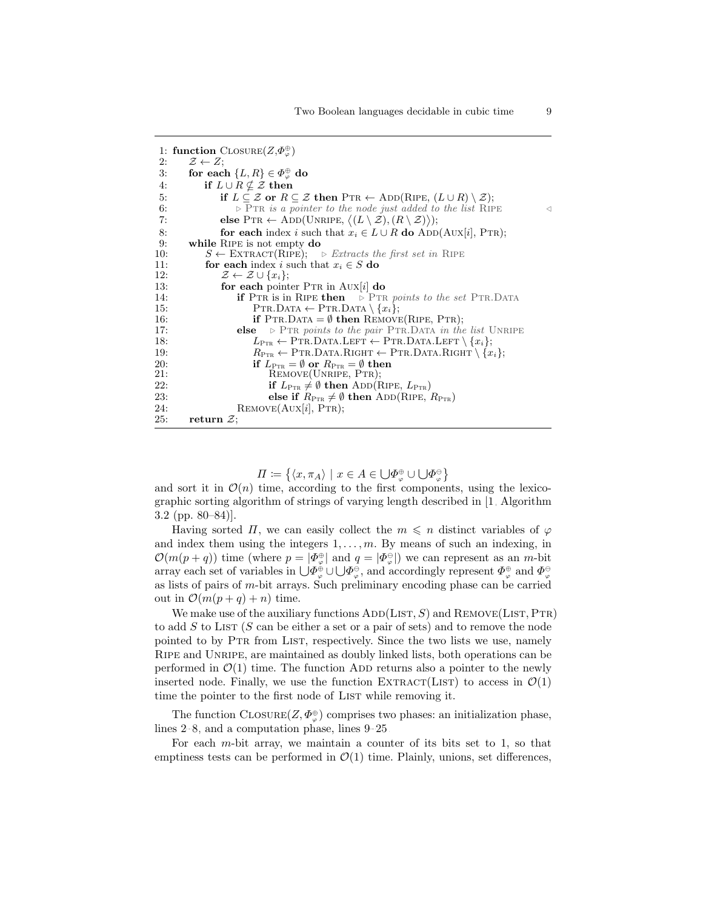```
1: function CLOSURE(Z, Φ⊕_φ)
2:     𝒵 ← Z;
3:     for each {L, R} ∈ Φ⊕_φ do
4:         if L ∪ R ⊈ 𝒵 then
5:             if L ⊆ 𝒵 or R ⊆ 𝒵 then PTR ← ADD(RIPE, (L ∪ R) \ 𝒵);
6:                 ▷ PTR is a pointer to the node just added to the list RIPE ◁
7:             else PTR ← ADD(UNRIPE, ⟨(L \ 𝒵), (R \ 𝒵)⟩);
8:             for each index i such that x_i ∈ L ∪ R do ADD(AUX[i], PTR);
9:     while RIPE is not empty do
10:        S ← EXTRACT(RIPE);   ▷ Extracts the first set in RIPE
11:        for each index i such that x_i ∈ S do
12:            𝒵 ← 𝒵 ∪ {x_i};
13:            for each pointer PTR in AUX[i] do
14:                if PTR is in RIPE then   ▷ PTR points to the set PTR.DATA
15:                    PTR.DATA ← PTR.DATA \ {x_i};
16:                    if PTR.DATA = ∅ then REMOVE(RIPE, PTR);
17:                else   ▷ PTR points to the pair PTR.DATA in the list UNRIPE
18:                    L_PTR ← PTR.DATA.LEFT ← PTR.DATA.LEFT \ {x_i};
19:                    R_PTR ← PTR.DATA.RIGHT ← PTR.DATA.RIGHT \ {x_i};
20:                    if L_PTR = ∅ or R_PTR = ∅ then
21:                        REMOVE(UNRIPE, PTR);
22:                        if L_PTR ≠ ∅ then ADD(RIPE, L_PTR)
23:                        else if R_PTR ≠ ∅ then ADD(RIPE, R_PTR)
24:                REMOVE(AUX[i], PTR);
25:    return 𝒵;
```

$$\Pi \coloneqq \left\{\langle x, \pi_A\rangle \mid x \in A \in \bigcup\Phi^{\oplus}_{\varphi} \cup \bigcup\Phi^{\ominus}_{\varphi}\right\}$$

and sort it in $\mathcal{O}(n)$ time, according to the first components, using the lexicographic sorting algorithm of strings of varying length described in [1, Algorithm 3.2 (pp. 80–84)].

Having sorted $\Pi$, we can easily collect the $m \leqslant n$ distinct variables of $\varphi$ and index them using the integers $1, \ldots, m$. By means of such an indexing, in $\mathcal{O}(m(p+q))$ time (where $p = |\Phi^{\oplus}_{\varphi}|$ and $q = |\Phi^{\ominus}_{\varphi}|$) we can represent as an $m$-bit array each set of variables in $\bigcup\Phi^{\oplus}_{\varphi} \cup \bigcup\Phi^{\ominus}_{\varphi}$, and accordingly represent $\Phi^{\oplus}_{\varphi}$ and $\Phi^{\ominus}_{\varphi}$ as lists of pairs of $m$-bit arrays. Such preliminary encoding phase can be carried out in $\mathcal{O}(m(p+q)+n)$ time.

We make use of the auxiliary functions ADD(LIST, $S$) and REMOVE(LIST, PTR) to add $S$ to LIST ($S$ can be either a set or a pair of sets) and to remove the node pointed to by PTR from LIST, respectively. Since the two lists we use, namely RIPE and UNRIPE, are maintained as doubly linked lists, both operations can be performed in $\mathcal{O}(1)$ time. The function ADD returns also a pointer to the newly inserted node. Finally, we use the function EXTRACT(LIST) to access in $\mathcal{O}(1)$ time the pointer to the first node of LIST while removing it.

The function CLOSURE($Z, \Phi^{\oplus}_{\varphi}$) comprises two phases: an initialization phase, lines 2–8, and a computation phase, lines 9–25

For each $m$-bit array, we maintain a counter of its bits set to 1, so that emptiness tests can be performed in $\mathcal{O}(1)$ time. Plainly, unions, set differences,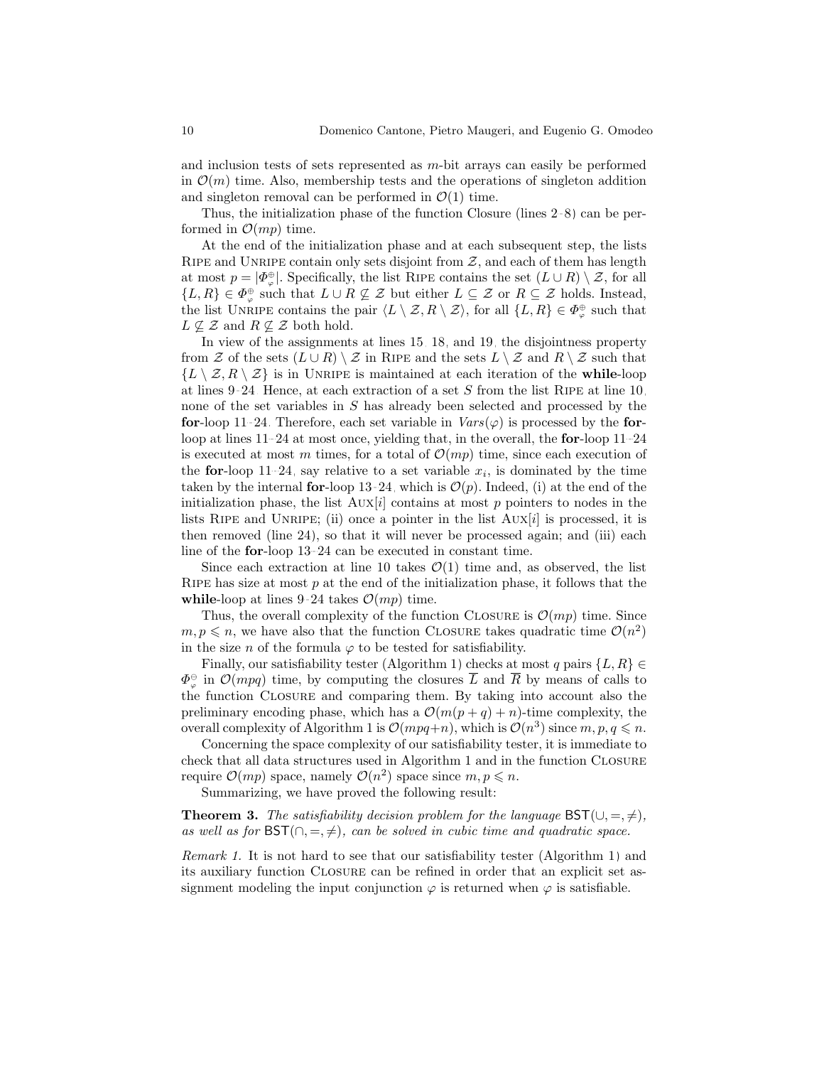and inclusion tests of sets represented as $m$-bit arrays can easily be performed in $\mathcal{O}(m)$ time. Also, membership tests and the operations of singleton addition and singleton removal can be performed in $\mathcal{O}(1)$ time.

Thus, the initialization phase of the function Closure (lines 2–8) can be performed in $\mathcal{O}(mp)$ time.

At the end of the initialization phase and at each subsequent step, the lists Ripe and Unripe contain only sets disjoint from $\mathcal{Z}$, and each of them has length at most $p = |\Phi^{\oplus}_{\varphi}|$. Specifically, the list Ripe contains the set $(L \cup R) \setminus \mathcal{Z}$, for all $\{L, R\} \in \Phi^{\oplus}_{\varphi}$ such that $L \cup R \not\subseteq \mathcal{Z}$ but either $L \subseteq \mathcal{Z}$ or $R \subseteq \mathcal{Z}$ holds. Instead, the list Unripe contains the pair $\langle L \setminus \mathcal{Z}, R \setminus \mathcal{Z}\rangle$, for all $\{L, R\} \in \Phi^{\oplus}_{\varphi}$ such that $L \not\subseteq \mathcal{Z}$ and $R \not\subseteq \mathcal{Z}$ both hold.

In view of the assignments at lines 15, 18, and 19, the disjointness property from $\mathcal{Z}$ of the sets $(L \cup R) \setminus \mathcal{Z}$ in Ripe and the sets $L \setminus \mathcal{Z}$ and $R \setminus \mathcal{Z}$ such that $\{L \setminus \mathcal{Z}, R \setminus \mathcal{Z}\}$ is in Unripe is maintained at each iteration of the **while**-loop at lines 9–24. Hence, at each extraction of a set $S$ from the list Ripe at line 10, none of the set variables in $S$ has already been selected and processed by the **for**-loop 11–24. Therefore, each set variable in $\mathit{Vars}(\varphi)$ is processed by the **for**-loop at lines 11–24 at most once, yielding that, in the overall, the **for**-loop 11–24 is executed at most $m$ times, for a total of $\mathcal{O}(mp)$ time, since each execution of the **for**-loop 11–24, say relative to a set variable $x_i$, is dominated by the time taken by the internal **for**-loop 13–24, which is $\mathcal{O}(p)$. Indeed, (i) at the end of the initialization phase, the list Aux[$i$] contains at most $p$ pointers to nodes in the lists Ripe and Unripe; (ii) once a pointer in the list Aux[$i$] is processed, it is then removed (line 24), so that it will never be processed again; and (iii) each line of the **for**-loop 13–24 can be executed in constant time.

Since each extraction at line 10 takes $\mathcal{O}(1)$ time and, as observed, the list Ripe has size at most $p$ at the end of the initialization phase, it follows that the **while**-loop at lines 9–24 takes $\mathcal{O}(mp)$ time.

Thus, the overall complexity of the function Closure is $\mathcal{O}(mp)$ time. Since $m, p \leqslant n$, we have also that the function Closure takes quadratic time $\mathcal{O}(n^2)$ in the size $n$ of the formula $\varphi$ to be tested for satisfiability.

Finally, our satisfiability tester (Algorithm 1) checks at most $q$ pairs $\{L, R\} \in \Phi^{\ominus}_{\varphi}$ in $\mathcal{O}(mpq)$ time, by computing the closures $\overline{L}$ and $\overline{R}$ by means of calls to the function Closure and comparing them. By taking into account also the preliminary encoding phase, which has a $\mathcal{O}(m(p+q)+n)$-time complexity, the overall complexity of Algorithm 1 is $\mathcal{O}(mpq+n)$, which is $\mathcal{O}(n^3)$ since $m, p, q \leqslant n$.

Concerning the space complexity of our satisfiability tester, it is immediate to check that all data structures used in Algorithm 1 and in the function Closure require $\mathcal{O}(mp)$ space, namely $\mathcal{O}(n^2)$ space since $m, p \leqslant n$.

Summarizing, we have proved the following result:

**Theorem 3.** *The satisfiability decision problem for the language* $\mathsf{BST}(\cup, =, \neq)$*, as well as for* $\mathsf{BST}(\cap, =, \neq)$*, can be solved in cubic time and quadratic space.*

*Remark 1.* It is not hard to see that our satisfiability tester (Algorithm 1) and its auxiliary function Closure can be refined in order that an explicit set assignment modeling the input conjunction $\varphi$ is returned when $\varphi$ is satisfiable.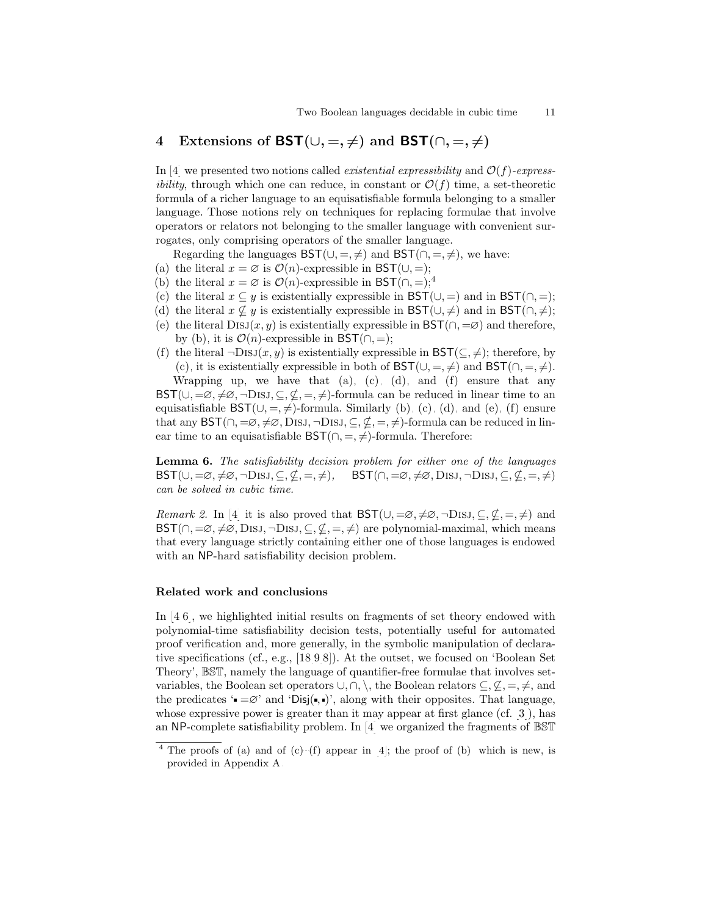## 4 Extensions of $\mathsf{BST}(\cup, =, \neq)$ and $\mathsf{BST}(\cap, =, \neq)$

In [4] we presented two notions called *existential expressibility* and $\mathcal{O}(f)$*-expressibility*, through which one can reduce, in constant or $\mathcal{O}(f)$ time, a set-theoretic formula of a richer language to an equisatisfiable formula belonging to a smaller language. Those notions rely on techniques for replacing formulae that involve operators or relators not belonging to the smaller language with convenient surrogates, only comprising operators of the smaller language.

Regarding the languages $\mathsf{BST}(\cup, =, \neq)$ and $\mathsf{BST}(\cap, =, \neq)$, we have:

(a) the literal $x = \varnothing$ is $\mathcal{O}(n)$-expressible in $\mathsf{BST}(\cup, =)$;

(b) the literal $x = \varnothing$ is $\mathcal{O}(n)$-expressible in $\mathsf{BST}(\cap, =)$;[4]

(c) the literal $x \subseteq y$ is existentially expressible in $\mathsf{BST}(\cup, =)$ and in $\mathsf{BST}(\cap, =)$;

(d) the literal $x \nsubseteq y$ is existentially expressible in $\mathsf{BST}(\cup, \neq)$ and in $\mathsf{BST}(\cap, \neq)$;

(e) the literal $\textsc{Disj}(x, y)$ is existentially expressible in $\mathsf{BST}(\cap, =\varnothing)$ and therefore, by (b), it is $\mathcal{O}(n)$-expressible in $\mathsf{BST}(\cap, =)$;

(f) the literal $\neg\textsc{Disj}(x, y)$ is existentially expressible in $\mathsf{BST}(\subseteq, \neq)$; therefore, by (c), it is existentially expressible in both of $\mathsf{BST}(\cup, =, \neq)$ and $\mathsf{BST}(\cap, =, \neq)$.

Wrapping up, we have that (a), (c), (d), and (f) ensure that any $\mathsf{BST}(\cup, =\varnothing, \neq\varnothing, \neg\textsc{Disj}, \subseteq, \nsubseteq, =, \neq)$-formula can be reduced in linear time to an equisatisfiable $\mathsf{BST}(\cup, =, \neq)$-formula. Similarly (b), (c), (d), and (e), (f) ensure that any $\mathsf{BST}(\cap, =\varnothing, \neq\varnothing, \textsc{Disj}, \neg\textsc{Disj}, \subseteq, \nsubseteq, =, \neq)$-formula can be reduced in linear time to an equisatisfiable $\mathsf{BST}(\cap, =, \neq)$-formula. Therefore:

**Lemma 6.** *The satisfiability decision problem for either one of the languages* $\mathsf{BST}(\cup, =\varnothing, \neq\varnothing, \neg\textsc{Disj}, \subseteq, \nsubseteq, =, \neq)$, $\mathsf{BST}(\cap, =\varnothing, \neq\varnothing, \textsc{Disj}, \neg\textsc{Disj}, \subseteq, \nsubseteq, =, \neq)$ *can be solved in cubic time.*

*Remark 2.* In [4] it is also proved that $\mathsf{BST}(\cup, =\varnothing, \neq\varnothing, \neg\textsc{Disj}, \subseteq, \nsubseteq, =, \neq)$ and $\mathsf{BST}(\cap, =\varnothing, \neq\varnothing, \textsc{Disj}, \neg\textsc{Disj}, \subseteq, \nsubseteq, =, \neq)$ are polynomial-maximal, which means that every language strictly containing either one of those languages is endowed with an $\mathsf{NP}$-hard satisfiability decision problem.

#### Related work and conclusions

In [4,6], we highlighted initial results on fragments of set theory endowed with polynomial-time satisfiability decision tests, potentially useful for automated proof verification and, more generally, in the symbolic manipulation of declarative specifications (cf., e.g., [18,9,8]). At the outset, we focused on 'Boolean Set Theory', $\mathbb{BST}$, namely the language of quantifier-free formulae that involves set-variables, the Boolean set operators $\cup, \cap, \setminus$, the Boolean relators $\subseteq, \nsubseteq, =, \neq$, and the predicates '$\bullet = \varnothing$' and '$\mathsf{Disj}(\bullet, \bullet)$', along with their opposites. That language, whose expressive power is greater than it may appear at first glance (cf. [3]), has an $\mathsf{NP}$-complete satisfiability problem. In [4] we organized the fragments of $\mathbb{BST}$

---

[4] The proofs of (a) and of (c)–(f) appear in [4]; the proof of (b), which is new, is provided in Appendix A.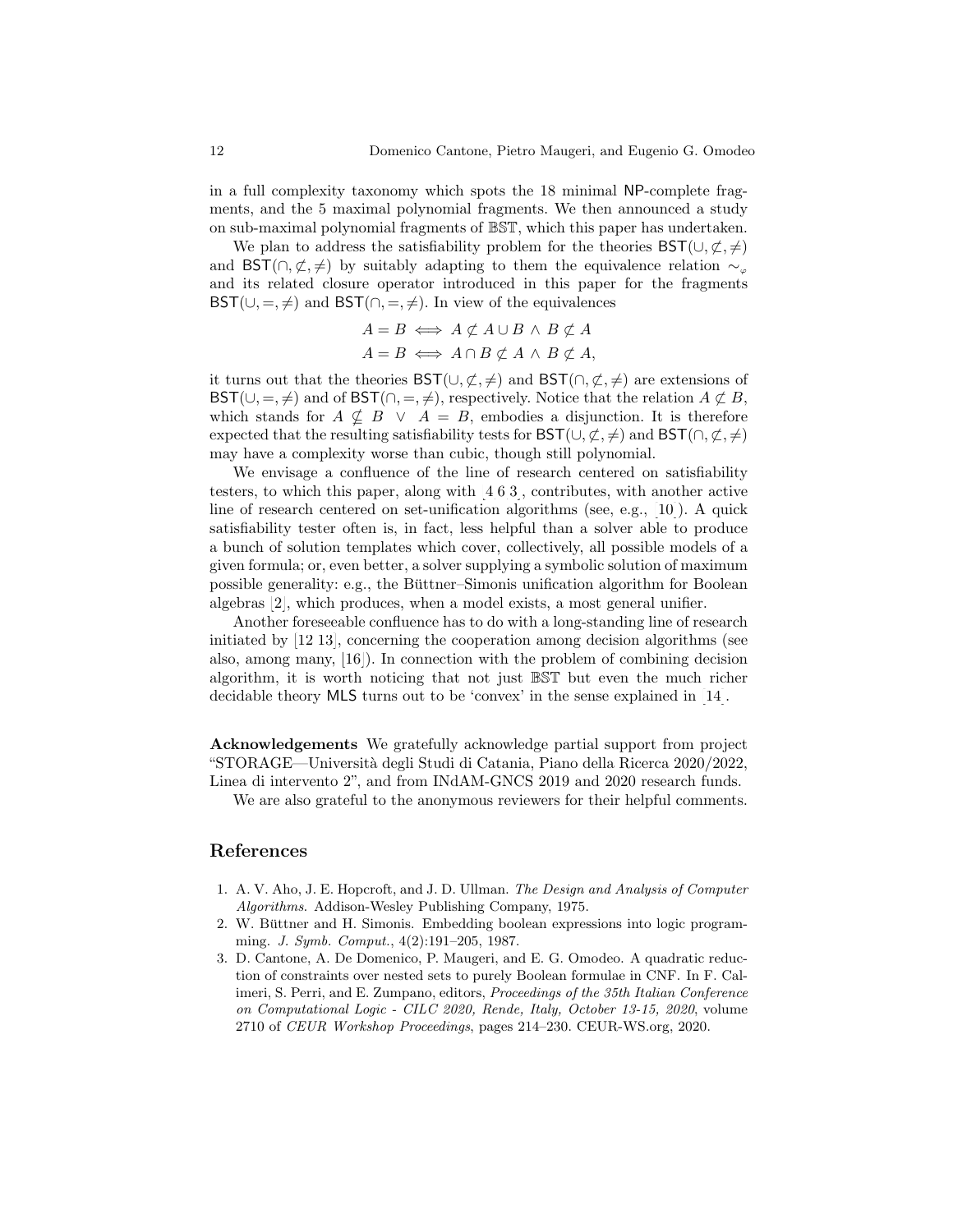in a full complexity taxonomy which spots the 18 minimal NP-complete fragments, and the 5 maximal polynomial fragments. We then announced a study on sub-maximal polynomial fragments of $\mathbb{BST}$, which this paper has undertaken.

We plan to address the satisfiability problem for the theories $\mathsf{BST}(\cup, \not\subset, \neq)$ and $\mathsf{BST}(\cap, \not\subset, \neq)$ by suitably adapting to them the equivalence relation $\sim_\varphi$ and its related closure operator introduced in this paper for the fragments $\mathsf{BST}(\cup, =, \neq)$ and $\mathsf{BST}(\cap, =, \neq)$. In view of the equivalences

$$A = B \iff A \not\subset A \cup B \wedge B \not\subset A$$
$$A = B \iff A \cap B \not\subset A \wedge B \not\subset A,$$

it turns out that the theories $\mathsf{BST}(\cup, \not\subset, \neq)$ and $\mathsf{BST}(\cap, \not\subset, \neq)$ are extensions of $\mathsf{BST}(\cup, =, \neq)$ and of $\mathsf{BST}(\cap, =, \neq)$, respectively. Notice that the relation $A \not\subset B$, which stands for $A \nsubseteq B \vee A = B$, embodies a disjunction. It is therefore expected that the resulting satisfiability tests for $\mathsf{BST}(\cup, \not\subset, \neq)$ and $\mathsf{BST}(\cap, \not\subset, \neq)$ may have a complexity worse than cubic, though still polynomial.

We envisage a confluence of the line of research centered on satisfiability testers, to which this paper, along with [4 6 3], contributes, with another active line of research centered on set-unification algorithms (see, e.g., [10]). A quick satisfiability tester often is, in fact, less helpful than a solver able to produce a bunch of solution templates which cover, collectively, all possible models of a given formula; or, even better, a solver supplying a symbolic solution of maximum possible generality: e.g., the Büttner–Simonis unification algorithm for Boolean algebras [2], which produces, when a model exists, a most general unifier.

Another foreseeable confluence has to do with a long-standing line of research initiated by [12 13], concerning the cooperation among decision algorithms (see also, among many, [16]). In connection with the problem of combining decision algorithm, it is worth noticing that not just $\mathbb{BST}$ but even the much richer decidable theory MLS turns out to be 'convex' in the sense explained in [14].

**Acknowledgements** We gratefully acknowledge partial support from project "STORAGE—Università degli Studi di Catania, Piano della Ricerca 2020/2022, Linea di intervento 2", and from INdAM-GNCS 2019 and 2020 research funds.

We are also grateful to the anonymous reviewers for their helpful comments.

## References

1. A. V. Aho, J. E. Hopcroft, and J. D. Ullman. *The Design and Analysis of Computer Algorithms*. Addison-Wesley Publishing Company, 1975.
2. W. Büttner and H. Simonis. Embedding boolean expressions into logic programming. *J. Symb. Comput.*, 4(2):191–205, 1987.
3. D. Cantone, A. De Domenico, P. Maugeri, and E. G. Omodeo. A quadratic reduction of constraints over nested sets to purely Boolean formulae in CNF. In F. Calimeri, S. Perri, and E. Zumpano, editors, *Proceedings of the 35th Italian Conference on Computational Logic - CILC 2020, Rende, Italy, October 13-15, 2020*, volume 2710 of *CEUR Workshop Proceedings*, pages 214–230. CEUR-WS.org, 2020.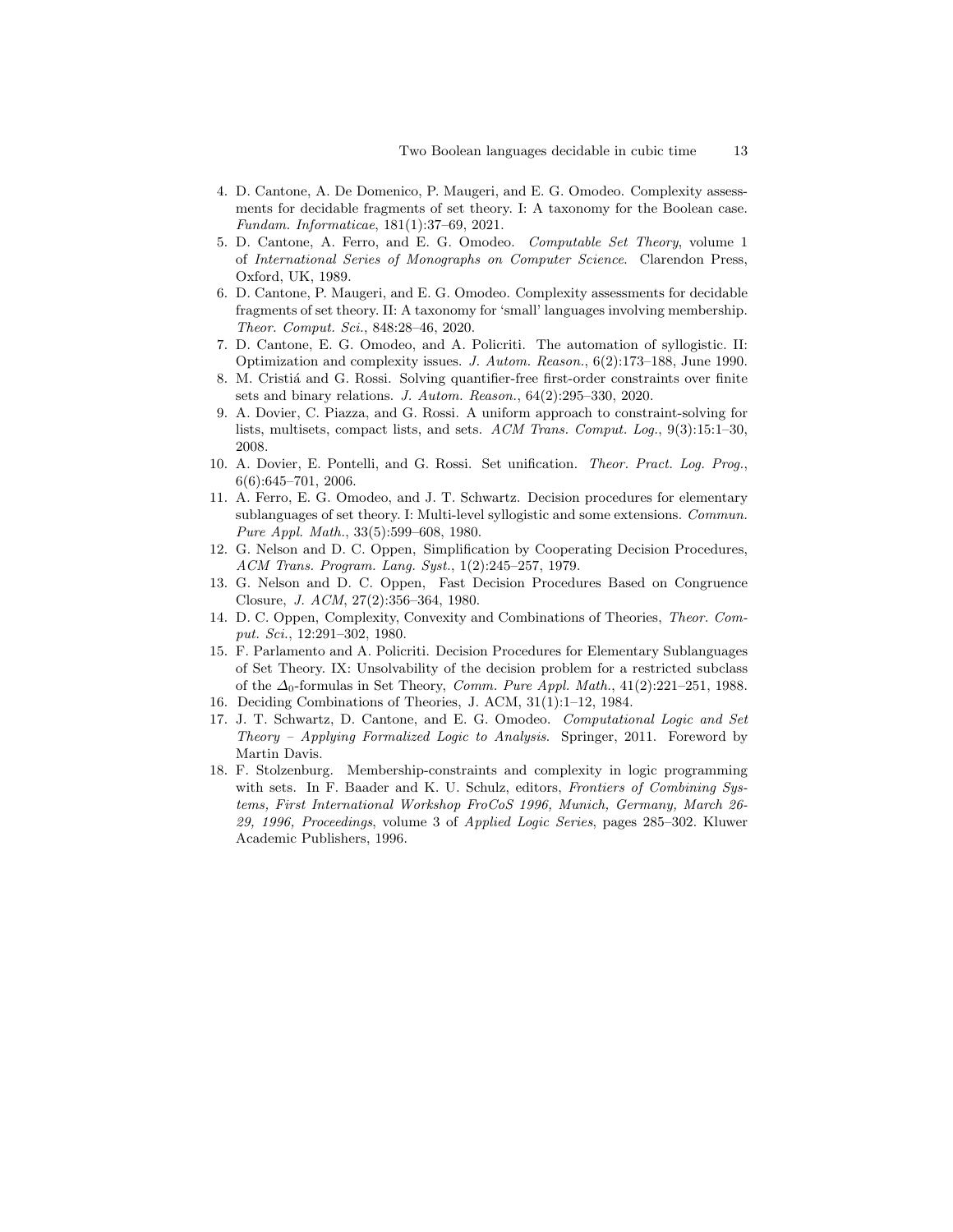4. D. Cantone, A. De Domenico, P. Maugeri, and E. G. Omodeo. Complexity assessments for decidable fragments of set theory. I: A taxonomy for the Boolean case. *Fundam. Informaticae*, 181(1):37–69, 2021.
5. D. Cantone, A. Ferro, and E. G. Omodeo. *Computable Set Theory*, volume 1 of *International Series of Monographs on Computer Science*. Clarendon Press, Oxford, UK, 1989.
6. D. Cantone, P. Maugeri, and E. G. Omodeo. Complexity assessments for decidable fragments of set theory. II: A taxonomy for 'small' languages involving membership. *Theor. Comput. Sci.*, 848:28–46, 2020.
7. D. Cantone, E. G. Omodeo, and A. Policriti. The automation of syllogistic. II: Optimization and complexity issues. *J. Autom. Reason.*, 6(2):173–188, June 1990.
8. M. Cristiá and G. Rossi. Solving quantifier-free first-order constraints over finite sets and binary relations. *J. Autom. Reason.*, 64(2):295–330, 2020.
9. A. Dovier, C. Piazza, and G. Rossi. A uniform approach to constraint-solving for lists, multisets, compact lists, and sets. *ACM Trans. Comput. Log.*, 9(3):15:1–30, 2008.
10. A. Dovier, E. Pontelli, and G. Rossi. Set unification. *Theor. Pract. Log. Prog.*, 6(6):645–701, 2006.
11. A. Ferro, E. G. Omodeo, and J. T. Schwartz. Decision procedures for elementary sublanguages of set theory. I: Multi-level syllogistic and some extensions. *Commun. Pure Appl. Math.*, 33(5):599–608, 1980.
12. G. Nelson and D. C. Oppen, Simplification by Cooperating Decision Procedures, *ACM Trans. Program. Lang. Syst.*, 1(2):245–257, 1979.
13. G. Nelson and D. C. Oppen, Fast Decision Procedures Based on Congruence Closure, *J. ACM*, 27(2):356–364, 1980.
14. D. C. Oppen, Complexity, Convexity and Combinations of Theories, *Theor. Comput. Sci.*, 12:291–302, 1980.
15. F. Parlamento and A. Policriti. Decision Procedures for Elementary Sublanguages of Set Theory. IX: Unsolvability of the decision problem for a restricted subclass of the $\Delta_0$-formulas in Set Theory, *Comm. Pure Appl. Math.*, 41(2):221–251, 1988.
16. Deciding Combinations of Theories, J. ACM, 31(1):1–12, 1984.
17. J. T. Schwartz, D. Cantone, and E. G. Omodeo. *Computational Logic and Set Theory – Applying Formalized Logic to Analysis*. Springer, 2011. Foreword by Martin Davis.
18. F. Stolzenburg. Membership-constraints and complexity in logic programming with sets. In F. Baader and K. U. Schulz, editors, *Frontiers of Combining Systems, First International Workshop FroCoS 1996, Munich, Germany, March 26-29, 1996, Proceedings*, volume 3 of *Applied Logic Series*, pages 285–302. Kluwer Academic Publishers, 1996.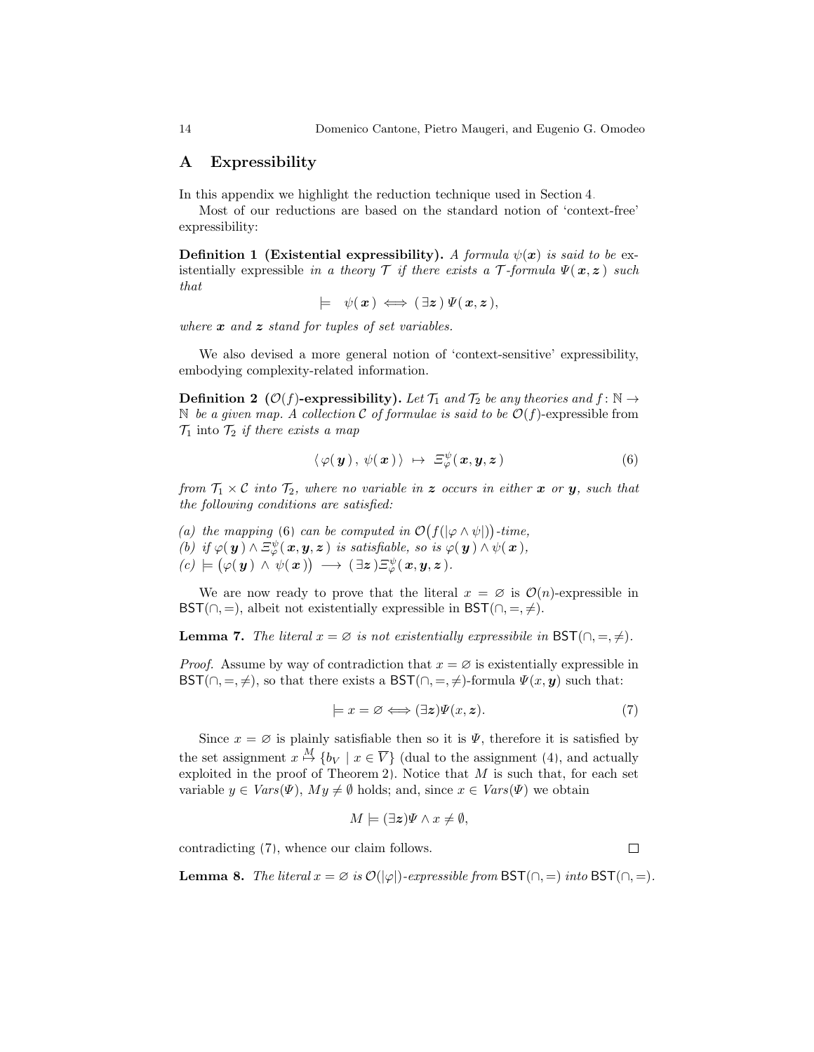## A Expressibility

In this appendix we highlight the reduction technique used in Section 4.

Most of our reductions are based on the standard notion of 'context-free' expressibility:

**Definition 1 (Existential expressibility).** *A formula $\psi(\boldsymbol{x})$ is said to be* existentially expressible *in a theory $\mathcal{T}$ if there exists a $\mathcal{T}$-formula $\Psi(\boldsymbol{x}, \boldsymbol{z})$ such that*

$$\models \quad \psi(\boldsymbol{x}) \iff (\exists \boldsymbol{z})\, \Psi(\boldsymbol{x}, \boldsymbol{z}),$$

*where $\boldsymbol{x}$ and $\boldsymbol{z}$ stand for tuples of set variables.*

We also devised a more general notion of 'context-sensitive' expressibility, embodying complexity-related information.

**Definition 2 ($\mathcal{O}(f)$-expressibility).** *Let $\mathcal{T}_1$ and $\mathcal{T}_2$ be any theories and $f\colon \mathbb{N} \to \mathbb{N}$ be a given map. A collection $\mathcal{C}$ of formulae is said to be $\mathcal{O}(f)$*-expressible from *$\mathcal{T}_1$* into *$\mathcal{T}_2$ if there exists a map*

$$\langle\, \varphi(\boldsymbol{y})\,,\ \psi(\boldsymbol{x})\,\rangle \ \mapsto\ \Xi^{\psi}_{\varphi}(\boldsymbol{x}, \boldsymbol{y}, \boldsymbol{z}) \tag{6}$$

*from $\mathcal{T}_1 \times \mathcal{C}$ into $\mathcal{T}_2$, where no variable in $\boldsymbol{z}$ occurs in either $\boldsymbol{x}$ or $\boldsymbol{y}$, such that the following conditions are satisfied:*

*(a) the mapping (6) can be computed in $\mathcal{O}\big(f(|\varphi \wedge \psi|)\big)$-time,*
*(b) if $\varphi(\boldsymbol{y}) \wedge \Xi^{\psi}_{\varphi}(\boldsymbol{x}, \boldsymbol{y}, \boldsymbol{z})$ is satisfiable, so is $\varphi(\boldsymbol{y}) \wedge \psi(\boldsymbol{x})$,*
*(c) $\models \big(\varphi(\boldsymbol{y}) \,\wedge\, \psi(\boldsymbol{x})\big) \longrightarrow (\exists \boldsymbol{z})\Xi^{\psi}_{\varphi}(\boldsymbol{x}, \boldsymbol{y}, \boldsymbol{z})$.*

We are now ready to prove that the literal $x = \varnothing$ is $\mathcal{O}(n)$-expressible in $\mathsf{BST}(\cap, =)$, albeit not existentially expressible in $\mathsf{BST}(\cap, =, \neq)$.

**Lemma 7.** *The literal $x = \varnothing$ is not existentially expressibile in $\mathsf{BST}(\cap, =, \neq)$.*

*Proof.* Assume by way of contradiction that $x = \varnothing$ is existentially expressible in $\mathsf{BST}(\cap, =, \neq)$, so that there exists a $\mathsf{BST}(\cap, =, \neq)$-formula $\Psi(x, \boldsymbol{y})$ such that:

$$\models x = \varnothing \iff (\exists \boldsymbol{z})\Psi(x, \boldsymbol{z}). \tag{7}$$

Since $x = \varnothing$ is plainly satisfiable then so it is $\Psi$, therefore it is satisfied by the set assignment $x \overset{M}{\mapsto} \{b_V \mid x \in \overline{V}\}$ (dual to the assignment (4), and actually exploited in the proof of Theorem 2). Notice that $M$ is such that, for each set variable $y \in \mathit{Vars}(\Psi)$, $My \neq \emptyset$ holds; and, since $x \in \mathit{Vars}(\Psi)$ we obtain

$$M \models (\exists \boldsymbol{z})\Psi \wedge x \neq \emptyset,$$

contradicting (7), whence our claim follows. $\square$

**Lemma 8.** *The literal $x = \varnothing$ is $\mathcal{O}(|\varphi|)$-expressible from $\mathsf{BST}(\cap, =)$ into $\mathsf{BST}(\cap, =)$.*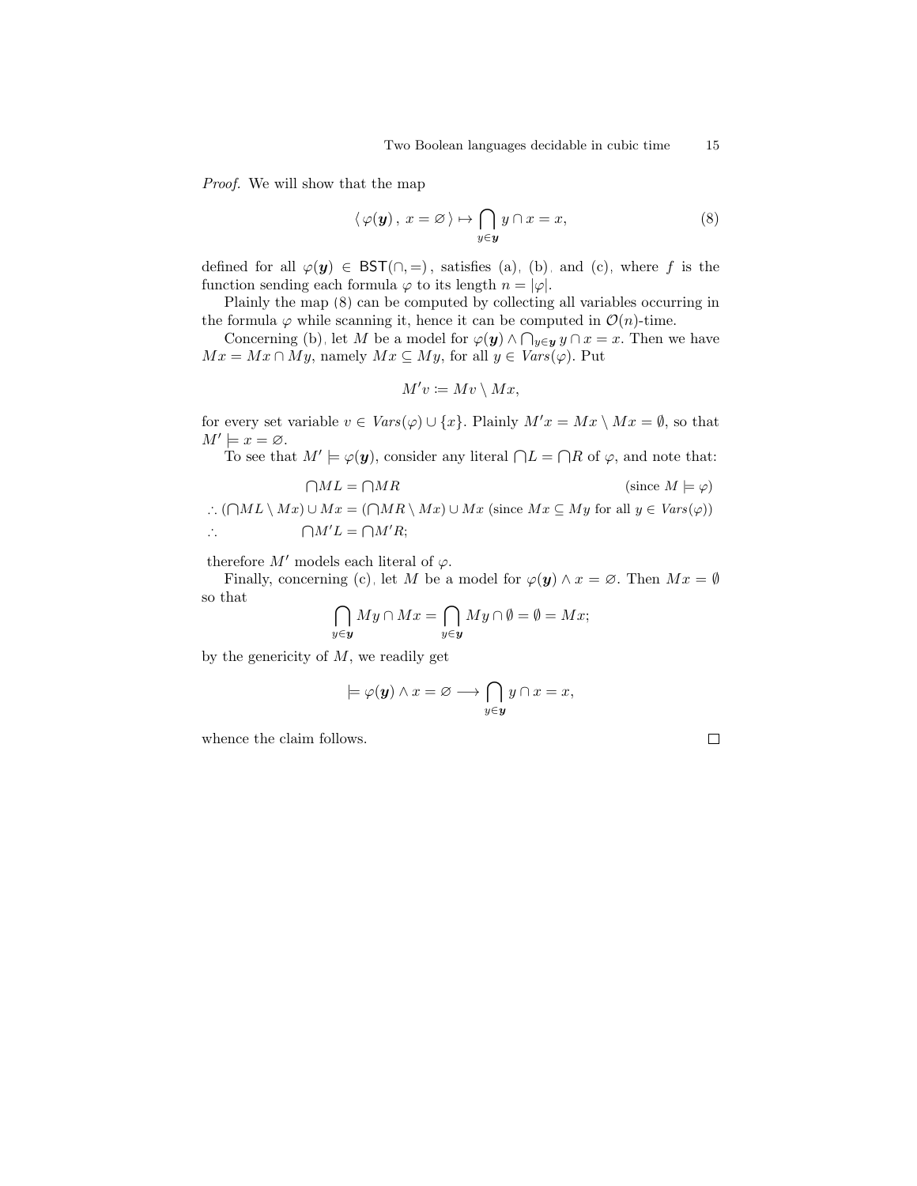*Proof.* We will show that the map

$$\langle\, \varphi(\boldsymbol{y})\,,\; x = \varnothing \,\rangle \mapsto \bigcap_{y \in \boldsymbol{y}} y \cap x = x, \tag{8}$$

defined for all $\varphi(\boldsymbol{y}) \in \mathsf{BST}(\cap, =)$, satisfies (a), (b), and (c), where $f$ is the function sending each formula $\varphi$ to its length $n = |\varphi|$.

Plainly the map (8) can be computed by collecting all variables occurring in the formula $\varphi$ while scanning it, hence it can be computed in $\mathcal{O}(n)$-time.

Concerning (b), let $M$ be a model for $\varphi(\boldsymbol{y}) \wedge \bigcap_{y \in \boldsymbol{y}} y \cap x = x$. Then we have $Mx = Mx \cap My$, namely $Mx \subseteq My$, for all $y \in \mathit{Vars}(\varphi)$. Put

$$M'v \coloneqq Mv \setminus Mx,$$

for every set variable $v \in \mathit{Vars}(\varphi) \cup \{x\}$. Plainly $M'x = Mx \setminus Mx = \emptyset$, so that $M' \models x = \varnothing$.

To see that $M' \models \varphi(\boldsymbol{y})$, consider any literal $\bigcap L = \bigcap R$ of $\varphi$, and note that:

$$\bigcap ML = \bigcap MR \qquad \text{(since } M \models \varphi\text{)}$$

$$\therefore (\bigcap ML \setminus Mx) \cup Mx = (\bigcap MR \setminus Mx) \cup Mx \text{ (since } Mx \subseteq My \text{ for all } y \in \mathit{Vars}(\varphi))$$

$$\therefore \qquad \bigcap M'L = \bigcap M'R;$$

therefore $M'$ models each literal of $\varphi$.

Finally, concerning (c), let $M$ be a model for $\varphi(\boldsymbol{y}) \wedge x = \varnothing$. Then $Mx = \emptyset$ so that

$$\bigcap_{y \in \boldsymbol{y}} My \cap Mx = \bigcap_{y \in \boldsymbol{y}} My \cap \emptyset = \emptyset = Mx;$$

by the genericity of $M$, we readily get

$$\models \varphi(\boldsymbol{y}) \wedge x = \varnothing \longrightarrow \bigcap_{y \in \boldsymbol{y}} y \cap x = x,$$

whence the claim follows. $\square$